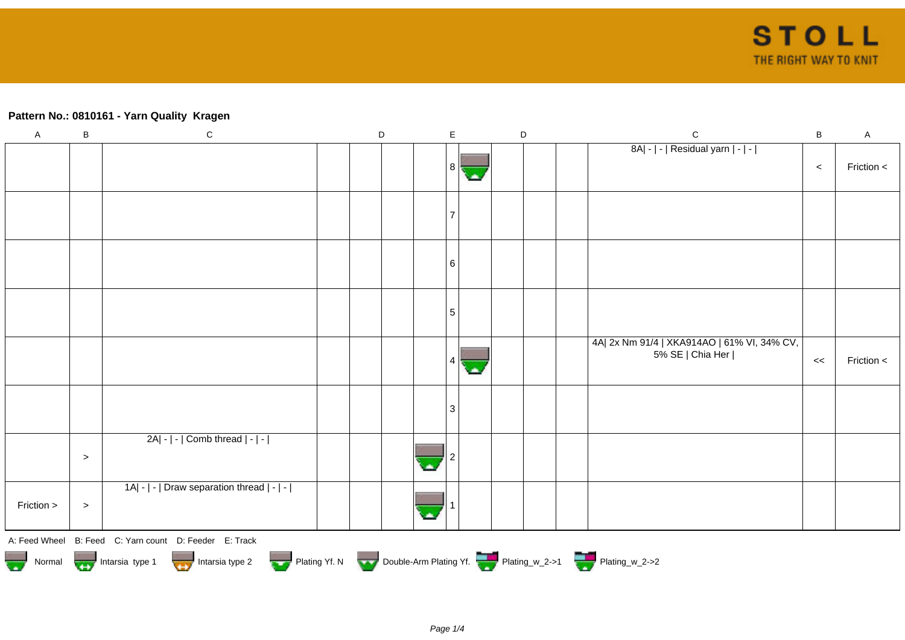**Pattern No.: 0810161 - Yarn Quality  Kragen**

| A | B | C | D | | | | E | | D | | | C | B | A |
|---|---|---|---|---|---|---|---|---|---|---|---|---|---|---|
| | | | | | | | 8 | | | | | 8A\| - \| - \| Residual yarn \| - \| - \| | < | Friction < |
| | | | | | | | 7 | | | | | | | |
| | | | | | | | 6 | | | | | | | |
| | | | | | | | 5 | | | | | | | |
| | | | | | | | 4 | | | | | 4A\| 2x Nm 91/4 \| XKA914AO \| 61% VI, 34% CV, 5% SE \| Chia Her \| | << | Friction < |
| | | | | | | | 3 | | | | | | | |
| | > | 2A\| - \| - \| Comb thread \| - \| - \| | | | | | 2 | | | | | | | |
| Friction > | > | 1A\| - \| - \| Draw separation thread \| - \| - \| | | | | | 1 | | | | | | | |

A: Feed Wheel B: Feed C: Yarn count D: Feeder E: Track

Normal  Intarsia type 1  Intarsia type 2  Plating Yf. N  Double-Arm Plating Yf.  Plating_w_2->1  Plating_w_2->2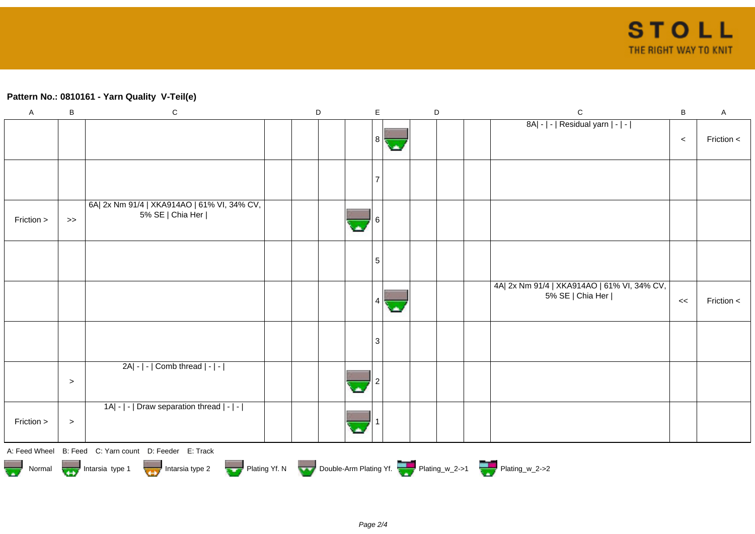**Pattern No.: 0810161 - Yarn Quality V-Teil(e)**

| A | B | C | D | D | D | E | D | D | D | C | B | A |
|---|---|---|---|---|---|---|---|---|---|---|---|---|
| | | | | | | 8 | | | | 8A\| - \| - \| Residual yarn \| - \| - \| | < | Friction < |
| | | | | | | 7 | | | | | | |
| Friction > | >> | 6A\| 2x Nm 91/4 \| XKA914AO \| 61% VI, 34% CV, 5% SE \| Chia Her \| | | | | 6 | | | | | | |
| | | | | | | 5 | | | | | | |
| | | | | | | 4 | | | | 4A\| 2x Nm 91/4 \| XKA914AO \| 61% VI, 34% CV, 5% SE \| Chia Her \| | << | Friction < |
| | | | | | | 3 | | | | | | |
| | > | 2A\| - \| - \| Comb thread \| - \| - \| | | | | 2 | | | | | | |
| Friction > | > | 1A\| - \| - \| Draw separation thread \| - \| - \| | | | | 1 | | | | | | |

A: Feed Wheel B: Feed C: Yarn count D: Feeder E: Track

Normal Intarsia type 1 Intarsia type 2 Plating Yf. N Double-Arm Plating Yf. Plating_w_2->1 Plating_w_2->2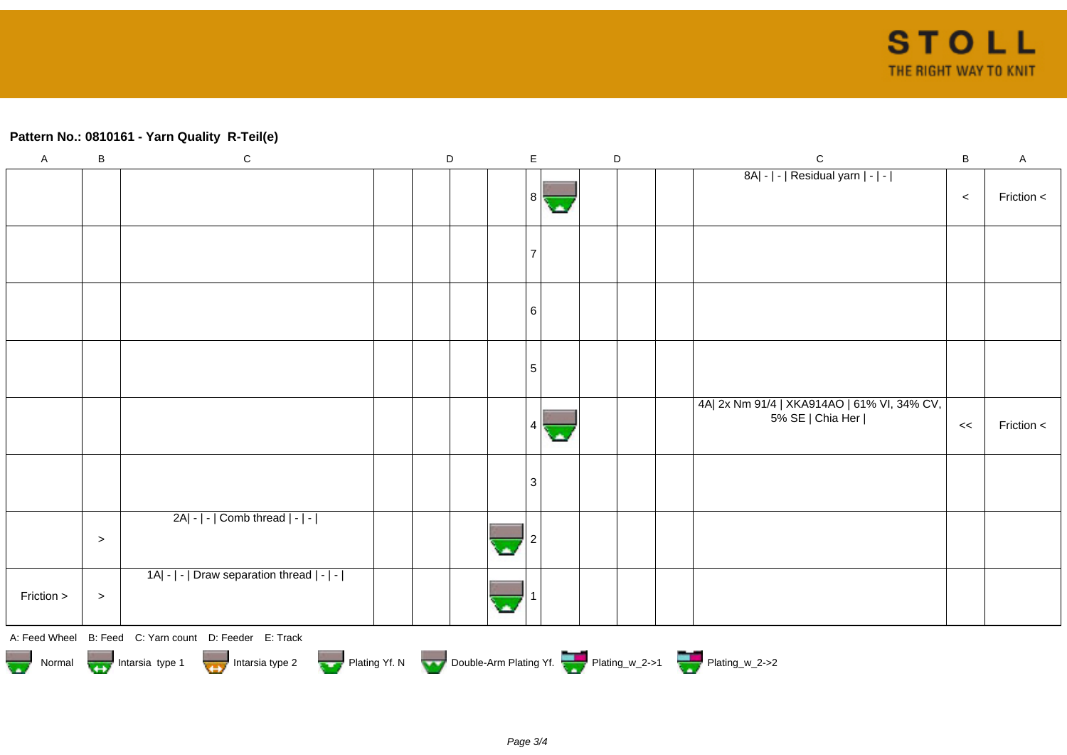### Pattern No.: 0810161 - Yarn Quality  R-Teil(e)

| A | B | C | D | | | | E | | D | | | C | B | A |
|---|---|---|---|---|---|---|---|---|---|---|---|---|---|---|
| | | | | | | | 8 | | | | | 8A\| - \| - \| Residual yarn \| - \| - \| | < | Friction < |
| | | | | | | | 7 | | | | | | | |
| | | | | | | | 6 | | | | | | | |
| | | | | | | | 5 | | | | | | | |
| | | | | | | | 4 | | | | | 4A\| 2x Nm 91/4 \| XKA914AO \| 61% VI, 34% CV, 5% SE \| Chia Her \| | << | Friction < |
| | | | | | | | 3 | | | | | | | |
| | > | 2A\| - \| - \| Comb thread \| - \| - \| | | | | | 2 | | | | | | | |
| Friction > | > | 1A\| - \| - \| Draw separation thread \| - \| - \| | | | | | 1 | | | | | | | |

A: Feed Wheel   B: Feed   C: Yarn count   D: Feeder   E: Track

Normal   Intarsia type 1   Intarsia type 2   Plating Yf. N   Double-Arm Plating Yf.   Plating_w_2->1   Plating_w_2->2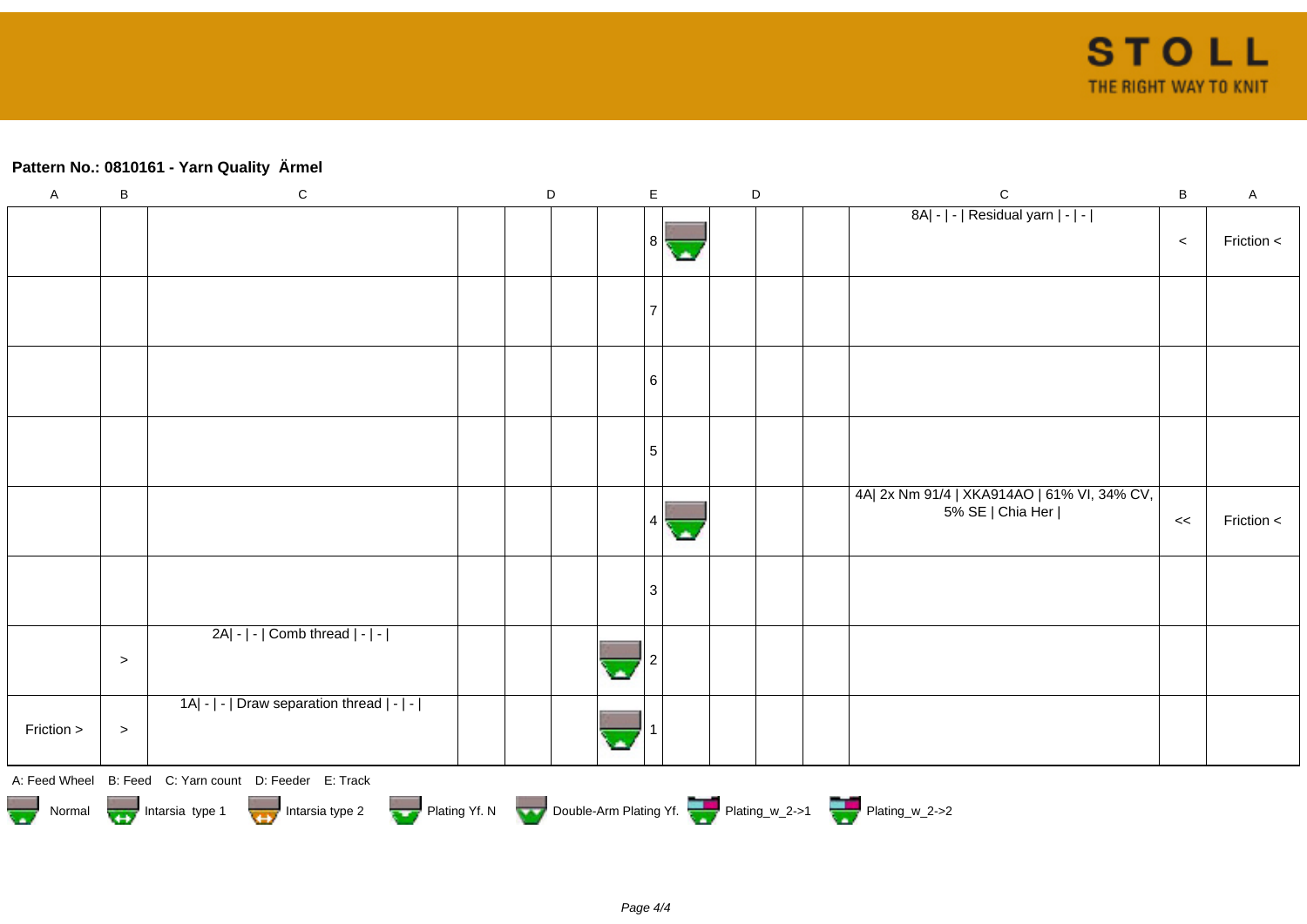## Pattern No.: 0810161 - Yarn Quality  Ärmel

| A | B | C | D | | | | E | | D | | | C | B | A |
|---|---|---|---|---|---|---|---|---|---|---|---|---|---|---|
| | | | | | | | 8 | | | | | 8A\| - \| - \| Residual yarn \| - \| - \| | < | Friction < |
| | | | | | | | 7 | | | | | | | |
| | | | | | | | 6 | | | | | | | |
| | | | | | | | 5 | | | | | | | |
| | | | | | | | 4 | | | | | 4A\| 2x Nm 91/4 \| XKA914AO \| 61% VI, 34% CV, 5% SE \| Chia Her \| | << | Friction < |
| | | | | | | | 3 | | | | | | | |
| | > | 2A\| - \| - \| Comb thread \| - \| - \| | | | | | 2 | | | | | | | |
| Friction > | > | 1A\| - \| - \| Draw separation thread \| - \| - \| | | | | | 1 | | | | | | | |

A: Feed Wheel B: Feed C: Yarn count D: Feeder E: Track

Normal   Intarsia type 1   Intarsia type 2   Plating Yf. N   Double-Arm Plating Yf.   Plating_w_2->1   Plating_w_2->2